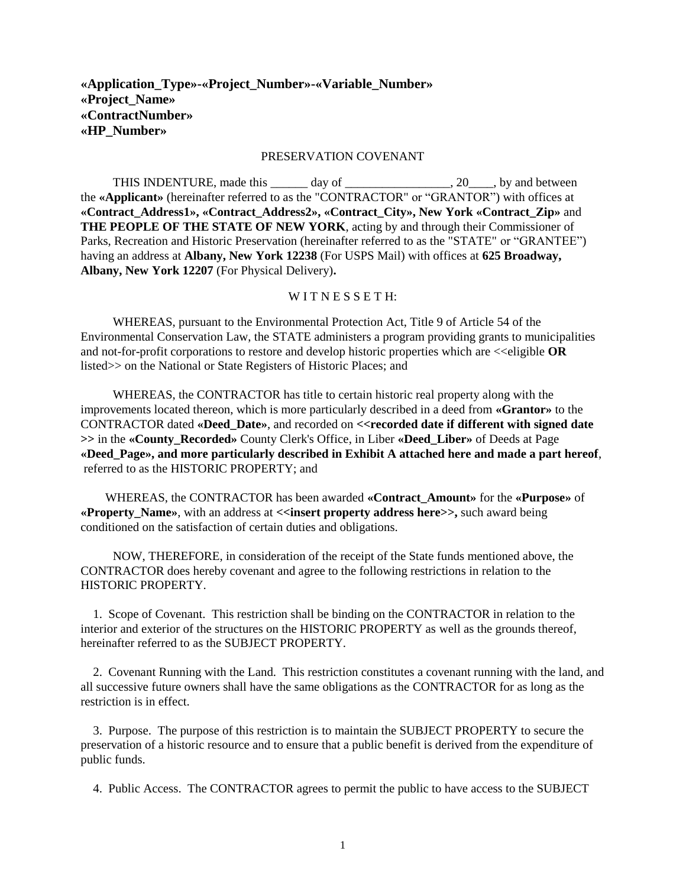**«Application_Type»-«Project_Number»-«Variable_Number»**
**«Project_Name»**
**«ContractNumber»**
**«HP_Number»**

PRESERVATION COVENANT

THIS INDENTURE, made this ______ day of _________________, 20____, by and between the **«Applicant»** (hereinafter referred to as the "CONTRACTOR" or "GRANTOR") with offices at **«Contract_Address1», «Contract_Address2», «Contract_City», New York «Contract_Zip»** and **THE PEOPLE OF THE STATE OF NEW YORK**, acting by and through their Commissioner of Parks, Recreation and Historic Preservation (hereinafter referred to as the "STATE" or "GRANTEE") having an address at **Albany, New York 12238** (For USPS Mail) with offices at **625 Broadway, Albany, New York 12207** (For Physical Delivery)**.**

W I T N E S S E T H:

WHEREAS, pursuant to the Environmental Protection Act, Title 9 of Article 54 of the Environmental Conservation Law, the STATE administers a program providing grants to municipalities and not-for-profit corporations to restore and develop historic properties which are <<eligible **OR** listed>> on the National or State Registers of Historic Places; and

WHEREAS, the CONTRACTOR has title to certain historic real property along with the improvements located thereon, which is more particularly described in a deed from **«Grantor»** to the CONTRACTOR dated **«Deed_Date»**, and recorded on **<<recorded date if different with signed date >>** in the **«County_Recorded»** County Clerk's Office, in Liber **«Deed_Liber»** of Deeds at Page **«Deed_Page», and more particularly described in Exhibit A attached here and made a part hereof**, referred to as the HISTORIC PROPERTY; and

WHEREAS, the CONTRACTOR has been awarded **«Contract_Amount»** for the **«Purpose»** of **«Property_Name»**, with an address at **<<insert property address here>>,** such award being conditioned on the satisfaction of certain duties and obligations.

NOW, THEREFORE, in consideration of the receipt of the State funds mentioned above, the CONTRACTOR does hereby covenant and agree to the following restrictions in relation to the HISTORIC PROPERTY.

1. Scope of Covenant. This restriction shall be binding on the CONTRACTOR in relation to the interior and exterior of the structures on the HISTORIC PROPERTY as well as the grounds thereof, hereinafter referred to as the SUBJECT PROPERTY.

2. Covenant Running with the Land. This restriction constitutes a covenant running with the land, and all successive future owners shall have the same obligations as the CONTRACTOR for as long as the restriction is in effect.

3. Purpose. The purpose of this restriction is to maintain the SUBJECT PROPERTY to secure the preservation of a historic resource and to ensure that a public benefit is derived from the expenditure of public funds.

4. Public Access. The CONTRACTOR agrees to permit the public to have access to the SUBJECT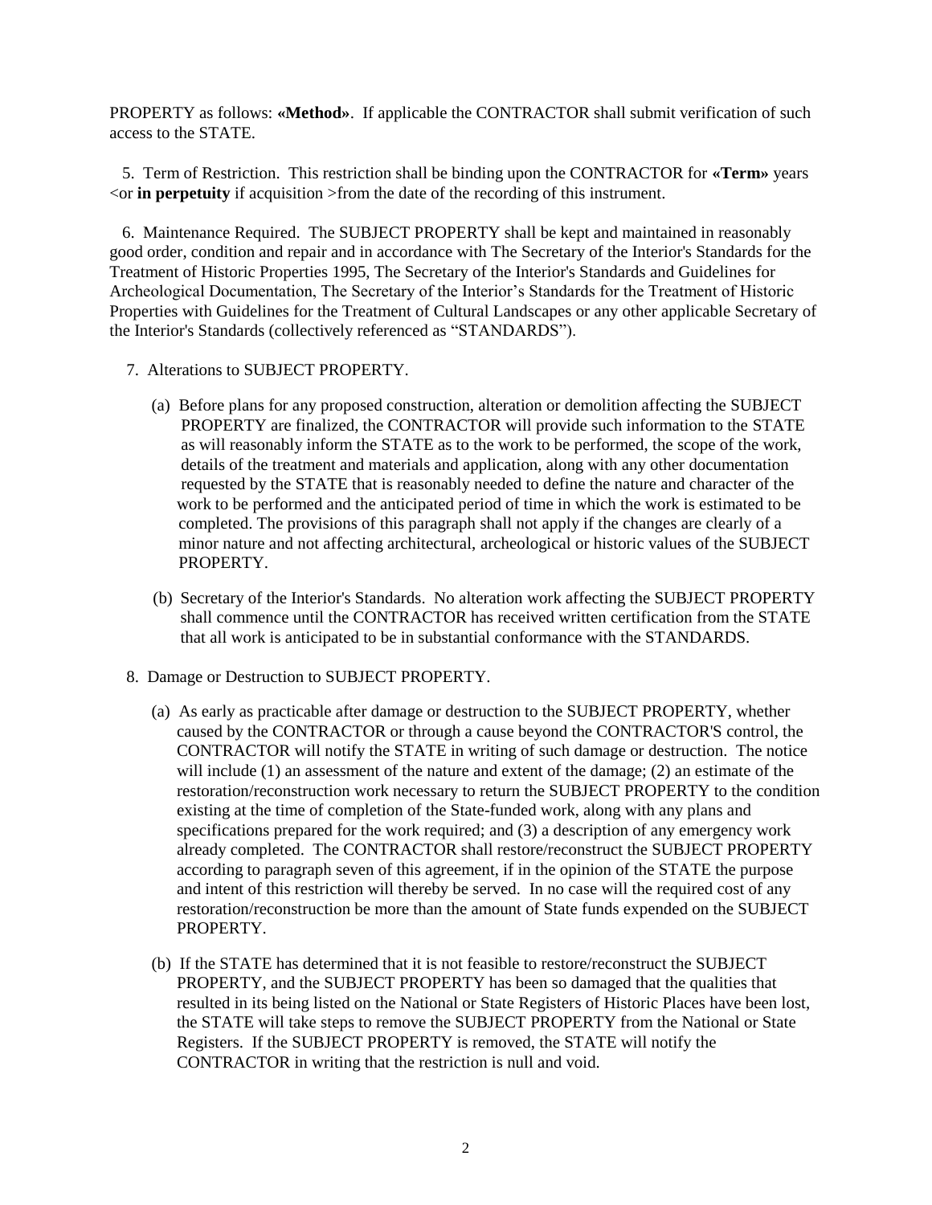PROPERTY as follows: **«Method»**. If applicable the CONTRACTOR shall submit verification of such access to the STATE.

5. Term of Restriction. This restriction shall be binding upon the CONTRACTOR for **«Term»** years <or **in perpetuity** if acquisition >from the date of the recording of this instrument.

6. Maintenance Required. The SUBJECT PROPERTY shall be kept and maintained in reasonably good order, condition and repair and in accordance with The Secretary of the Interior's Standards for the Treatment of Historic Properties 1995, The Secretary of the Interior's Standards and Guidelines for Archeological Documentation, The Secretary of the Interior's Standards for the Treatment of Historic Properties with Guidelines for the Treatment of Cultural Landscapes or any other applicable Secretary of the Interior's Standards (collectively referenced as "STANDARDS").

7. Alterations to SUBJECT PROPERTY.

(a) Before plans for any proposed construction, alteration or demolition affecting the SUBJECT PROPERTY are finalized, the CONTRACTOR will provide such information to the STATE as will reasonably inform the STATE as to the work to be performed, the scope of the work, details of the treatment and materials and application, along with any other documentation requested by the STATE that is reasonably needed to define the nature and character of the work to be performed and the anticipated period of time in which the work is estimated to be completed. The provisions of this paragraph shall not apply if the changes are clearly of a minor nature and not affecting architectural, archeological or historic values of the SUBJECT PROPERTY.

(b) Secretary of the Interior's Standards. No alteration work affecting the SUBJECT PROPERTY shall commence until the CONTRACTOR has received written certification from the STATE that all work is anticipated to be in substantial conformance with the STANDARDS.

8. Damage or Destruction to SUBJECT PROPERTY.

(a) As early as practicable after damage or destruction to the SUBJECT PROPERTY, whether caused by the CONTRACTOR or through a cause beyond the CONTRACTOR'S control, the CONTRACTOR will notify the STATE in writing of such damage or destruction. The notice will include (1) an assessment of the nature and extent of the damage; (2) an estimate of the restoration/reconstruction work necessary to return the SUBJECT PROPERTY to the condition existing at the time of completion of the State-funded work, along with any plans and specifications prepared for the work required; and (3) a description of any emergency work already completed. The CONTRACTOR shall restore/reconstruct the SUBJECT PROPERTY according to paragraph seven of this agreement, if in the opinion of the STATE the purpose and intent of this restriction will thereby be served. In no case will the required cost of any restoration/reconstruction be more than the amount of State funds expended on the SUBJECT PROPERTY.

(b) If the STATE has determined that it is not feasible to restore/reconstruct the SUBJECT PROPERTY, and the SUBJECT PROPERTY has been so damaged that the qualities that resulted in its being listed on the National or State Registers of Historic Places have been lost, the STATE will take steps to remove the SUBJECT PROPERTY from the National or State Registers. If the SUBJECT PROPERTY is removed, the STATE will notify the CONTRACTOR in writing that the restriction is null and void.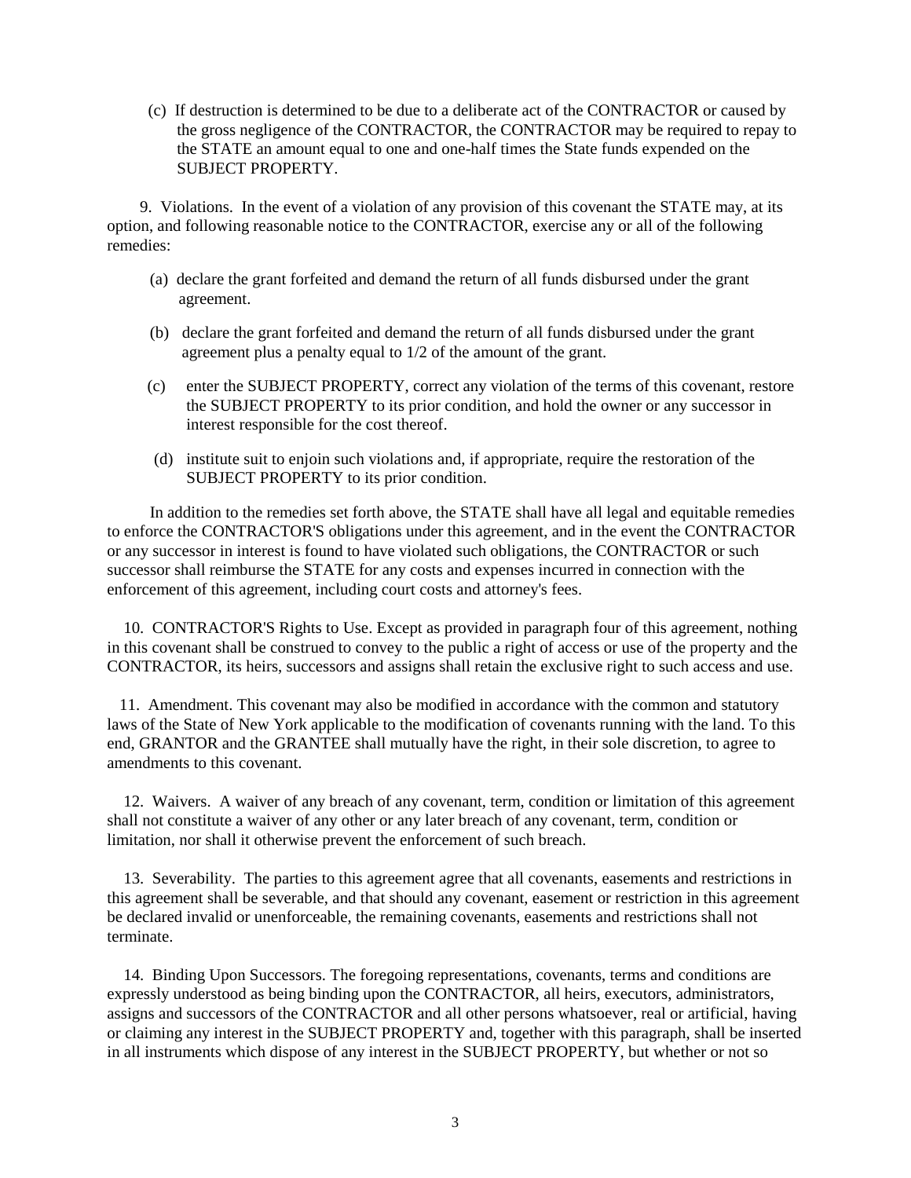(c) If destruction is determined to be due to a deliberate act of the CONTRACTOR or caused by the gross negligence of the CONTRACTOR, the CONTRACTOR may be required to repay to the STATE an amount equal to one and one-half times the State funds expended on the SUBJECT PROPERTY.

9. Violations. In the event of a violation of any provision of this covenant the STATE may, at its option, and following reasonable notice to the CONTRACTOR, exercise any or all of the following remedies:

(a) declare the grant forfeited and demand the return of all funds disbursed under the grant agreement.

(b) declare the grant forfeited and demand the return of all funds disbursed under the grant agreement plus a penalty equal to 1/2 of the amount of the grant.

(c) enter the SUBJECT PROPERTY, correct any violation of the terms of this covenant, restore the SUBJECT PROPERTY to its prior condition, and hold the owner or any successor in interest responsible for the cost thereof.

(d) institute suit to enjoin such violations and, if appropriate, require the restoration of the SUBJECT PROPERTY to its prior condition.

In addition to the remedies set forth above, the STATE shall have all legal and equitable remedies to enforce the CONTRACTOR'S obligations under this agreement, and in the event the CONTRACTOR or any successor in interest is found to have violated such obligations, the CONTRACTOR or such successor shall reimburse the STATE for any costs and expenses incurred in connection with the enforcement of this agreement, including court costs and attorney's fees.

10. CONTRACTOR'S Rights to Use. Except as provided in paragraph four of this agreement, nothing in this covenant shall be construed to convey to the public a right of access or use of the property and the CONTRACTOR, its heirs, successors and assigns shall retain the exclusive right to such access and use.

11. Amendment. This covenant may also be modified in accordance with the common and statutory laws of the State of New York applicable to the modification of covenants running with the land. To this end, GRANTOR and the GRANTEE shall mutually have the right, in their sole discretion, to agree to amendments to this covenant.

12. Waivers. A waiver of any breach of any covenant, term, condition or limitation of this agreement shall not constitute a waiver of any other or any later breach of any covenant, term, condition or limitation, nor shall it otherwise prevent the enforcement of such breach.

13. Severability. The parties to this agreement agree that all covenants, easements and restrictions in this agreement shall be severable, and that should any covenant, easement or restriction in this agreement be declared invalid or unenforceable, the remaining covenants, easements and restrictions shall not terminate.

14. Binding Upon Successors. The foregoing representations, covenants, terms and conditions are expressly understood as being binding upon the CONTRACTOR, all heirs, executors, administrators, assigns and successors of the CONTRACTOR and all other persons whatsoever, real or artificial, having or claiming any interest in the SUBJECT PROPERTY and, together with this paragraph, shall be inserted in all instruments which dispose of any interest in the SUBJECT PROPERTY, but whether or not so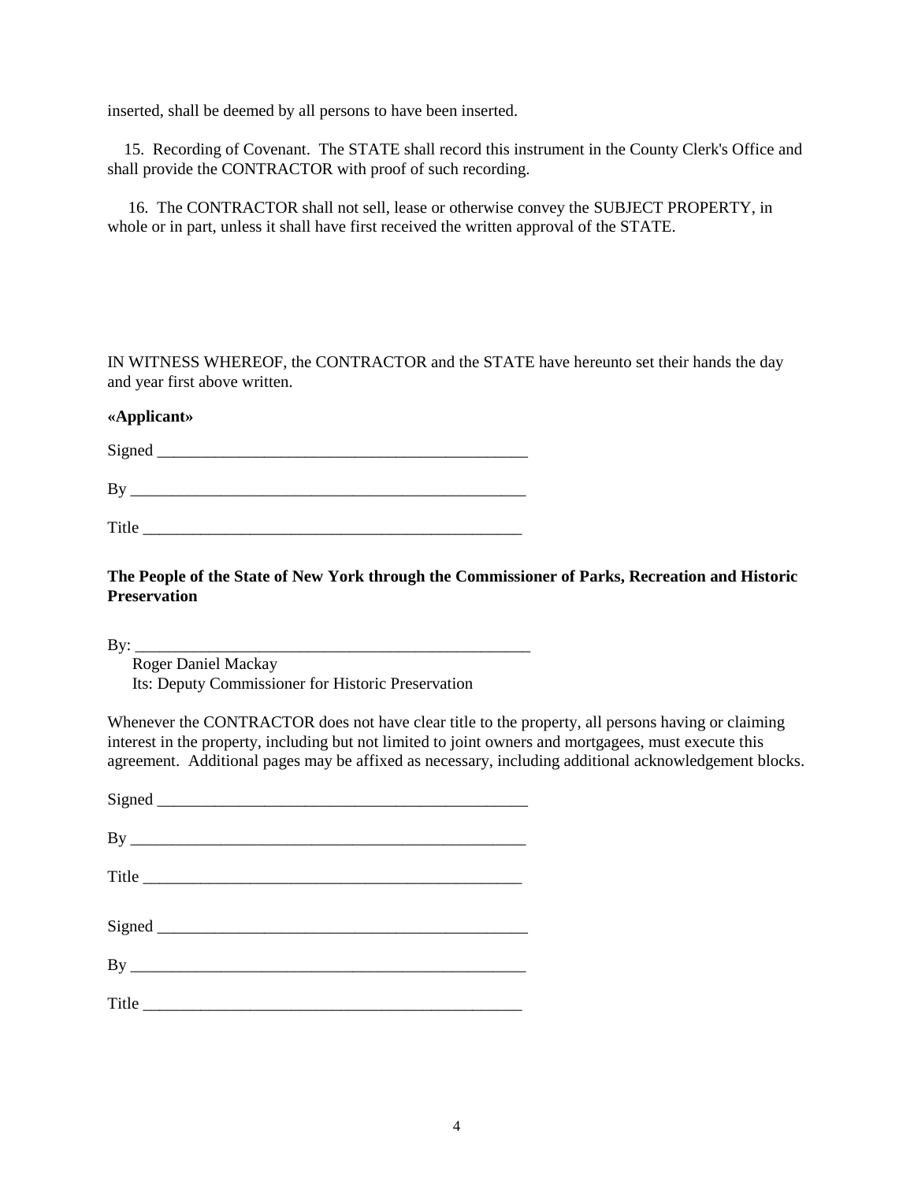inserted, shall be deemed by all persons to have been inserted.

15. Recording of Covenant. The STATE shall record this instrument in the County Clerk's Office and shall provide the CONTRACTOR with proof of such recording.

16. The CONTRACTOR shall not sell, lease or otherwise convey the SUBJECT PROPERTY, in whole or in part, unless it shall have first received the written approval of the STATE.

IN WITNESS WHEREOF, the CONTRACTOR and the STATE have hereunto set their hands the day and year first above written.

**«Applicant»**

Signed _______________________________________________

By ___________________________________________________

Title _______________________________________________

**The People of the State of New York through the Commissioner of Parks, Recreation and Historic Preservation**

By: ___________________________________________________
Roger Daniel Mackay
Its: Deputy Commissioner for Historic Preservation

Whenever the CONTRACTOR does not have clear title to the property, all persons having or claiming interest in the property, including but not limited to joint owners and mortgagees, must execute this agreement. Additional pages may be affixed as necessary, including additional acknowledgement blocks.

Signed _______________________________________________

By ___________________________________________________

Title _______________________________________________

Signed _______________________________________________

By ___________________________________________________

Title _______________________________________________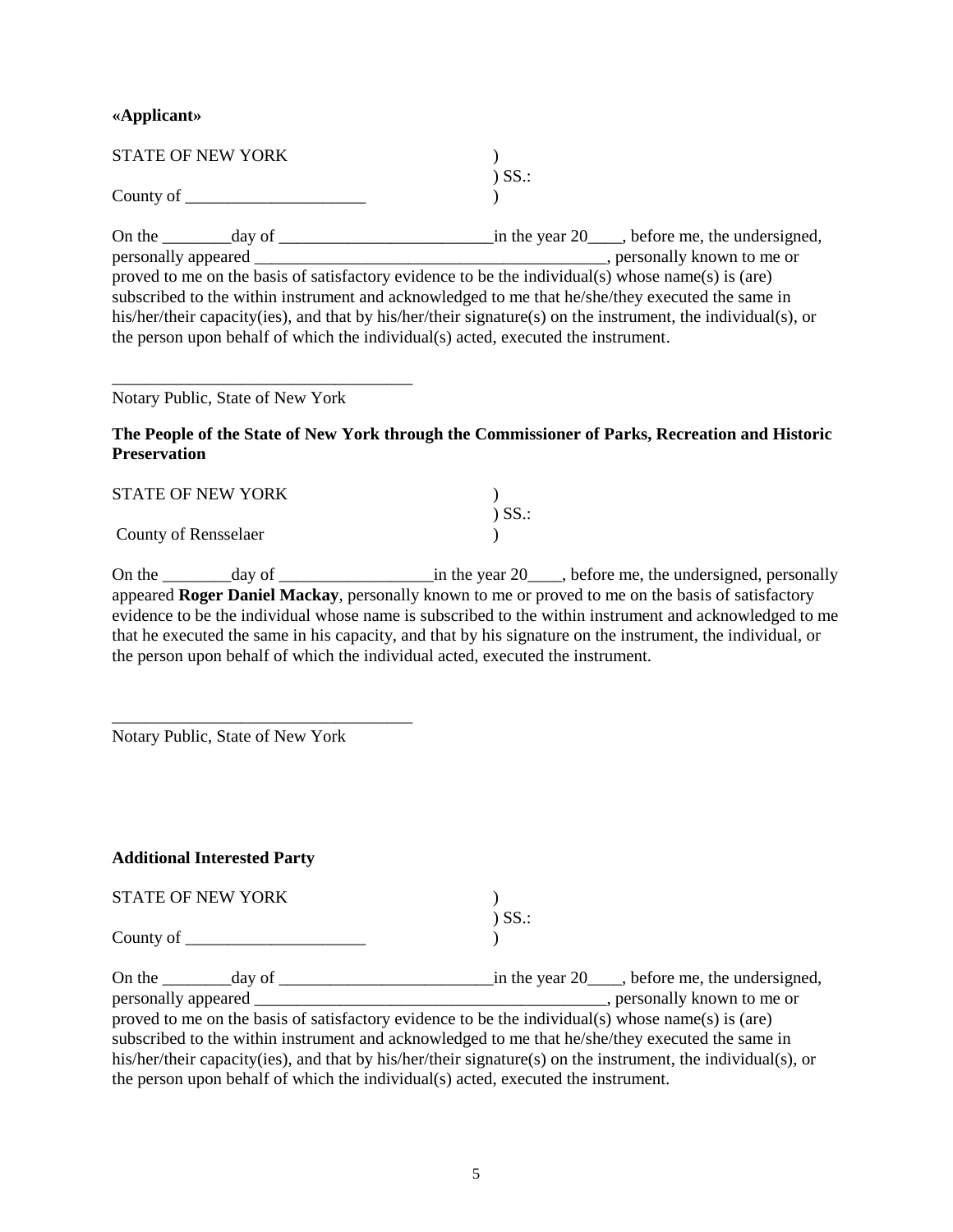**«Applicant»**

STATE OF NEW YORK )  
) SS.:  
County of _____________________ )

On the ________day of _________________________in the year 20____, before me, the undersigned, personally appeared __________________________________________, personally known to me or proved to me on the basis of satisfactory evidence to be the individual(s) whose name(s) is (are) subscribed to the within instrument and acknowledged to me that he/she/they executed the same in his/her/their capacity(ies), and that by his/her/their signature(s) on the instrument, the individual(s), or the person upon behalf of which the individual(s) acted, executed the instrument.

___________________________________  
Notary Public, State of New York

**The People of the State of New York through the Commissioner of Parks, Recreation and Historic Preservation**

STATE OF NEW YORK )  
) SS.:  
County of Rensselaer )

On the ________day of __________________in the year 20____, before me, the undersigned, personally appeared **Roger Daniel Mackay**, personally known to me or proved to me on the basis of satisfactory evidence to be the individual whose name is subscribed to the within instrument and acknowledged to me that he executed the same in his capacity, and that by his signature on the instrument, the individual, or the person upon behalf of which the individual acted, executed the instrument.

___________________________________  
Notary Public, State of New York

**Additional Interested Party**

STATE OF NEW YORK )  
) SS.:  
County of _____________________ )

On the ________day of _________________________in the year 20____, before me, the undersigned, personally appeared __________________________________________, personally known to me or proved to me on the basis of satisfactory evidence to be the individual(s) whose name(s) is (are) subscribed to the within instrument and acknowledged to me that he/she/they executed the same in his/her/their capacity(ies), and that by his/her/their signature(s) on the instrument, the individual(s), or the person upon behalf of which the individual(s) acted, executed the instrument.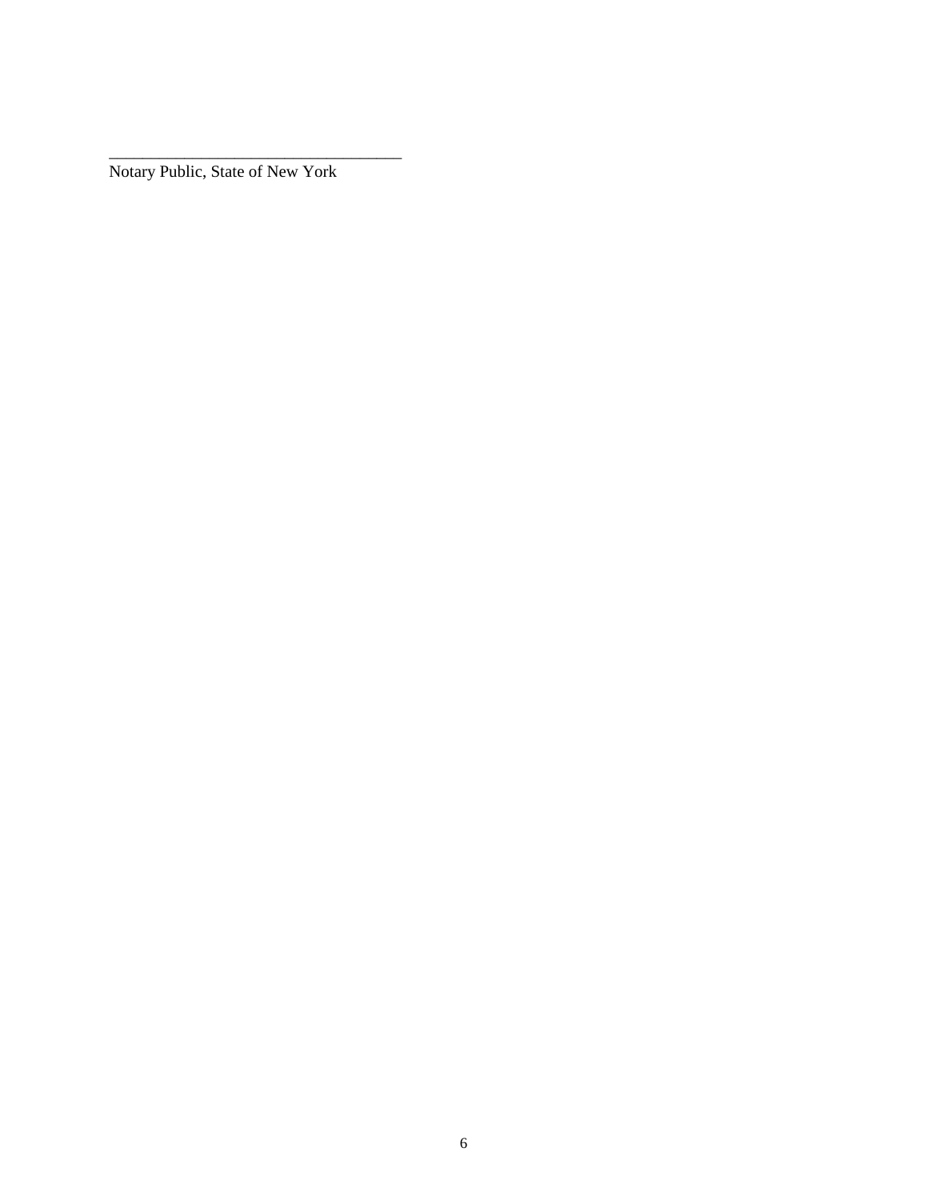\_\_\_\_\_\_\_\_\_\_\_\_\_\_\_\_\_\_\_\_\_\_\_\_\_\_\_\_\_\_\_\_\_\_\_\_

Notary Public, State of New York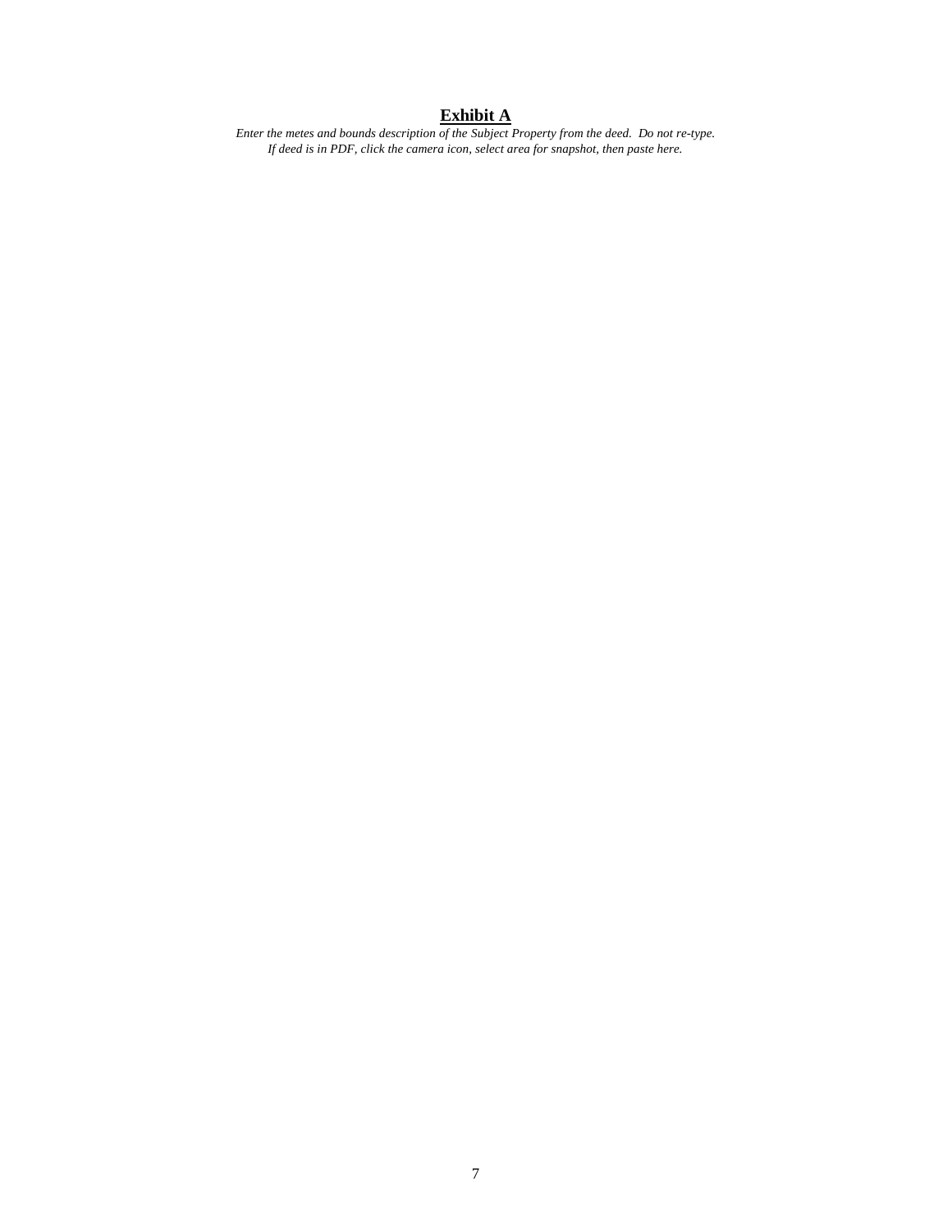# **Exhibit A**

*Enter the metes and bounds description of the Subject Property from the deed. Do not re-type. If deed is in PDF, click the camera icon, select area for snapshot, then paste here.*